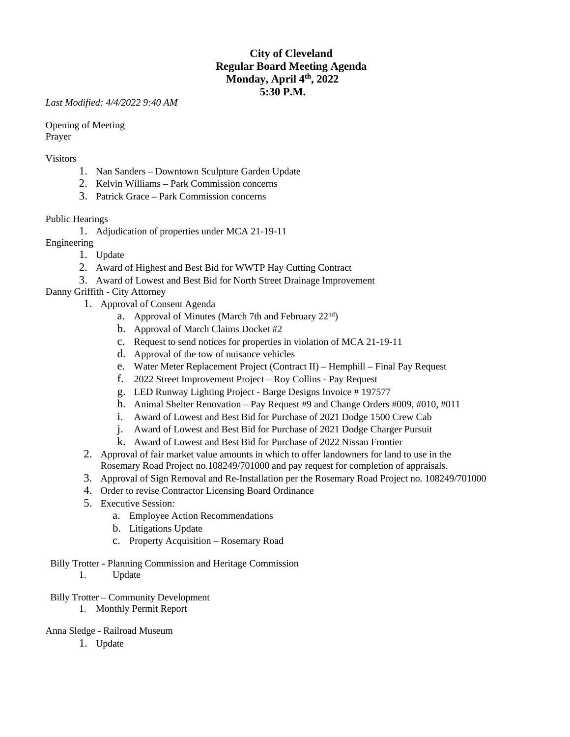**City of Cleveland**
**Regular Board Meeting Agenda**
**Monday, April 4th, 2022**
**5:30 P.M.**

*Last Modified: 4/4/2022 9:40 AM*

Opening of Meeting
Prayer

Visitors

1. Nan Sanders – Downtown Sculpture Garden Update
2. Kelvin Williams – Park Commission concerns
3. Patrick Grace – Park Commission concerns

Public Hearings

1. Adjudication of properties under MCA 21-19-11

Engineering

1. Update
2. Award of Highest and Best Bid for WWTP Hay Cutting Contract
3. Award of Lowest and Best Bid for North Street Drainage Improvement

Danny Griffith - City Attorney

1. Approval of Consent Agenda
   a. Approval of Minutes (March 7th and February 22nd)
   b. Approval of March Claims Docket #2
   c. Request to send notices for properties in violation of MCA 21-19-11
   d. Approval of the tow of nuisance vehicles
   e. Water Meter Replacement Project (Contract II) – Hemphill – Final Pay Request
   f. 2022 Street Improvement Project – Roy Collins - Pay Request
   g. LED Runway Lighting Project - Barge Designs Invoice # 197577
   h. Animal Shelter Renovation – Pay Request #9 and Change Orders #009, #010, #011
   i. Award of Lowest and Best Bid for Purchase of 2021 Dodge 1500 Crew Cab
   j. Award of Lowest and Best Bid for Purchase of 2021 Dodge Charger Pursuit
   k. Award of Lowest and Best Bid for Purchase of 2022 Nissan Frontier
2. Approval of fair market value amounts in which to offer landowners for land to use in the Rosemary Road Project no.108249/701000 and pay request for completion of appraisals.
3. Approval of Sign Removal and Re-Installation per the Rosemary Road Project no. 108249/701000
4. Order to revise Contractor Licensing Board Ordinance
5. Executive Session:
   a. Employee Action Recommendations
   b. Litigations Update
   c. Property Acquisition – Rosemary Road

Billy Trotter - Planning Commission and Heritage Commission

1. Update

Billy Trotter – Community Development

1. Monthly Permit Report

Anna Sledge - Railroad Museum

1. Update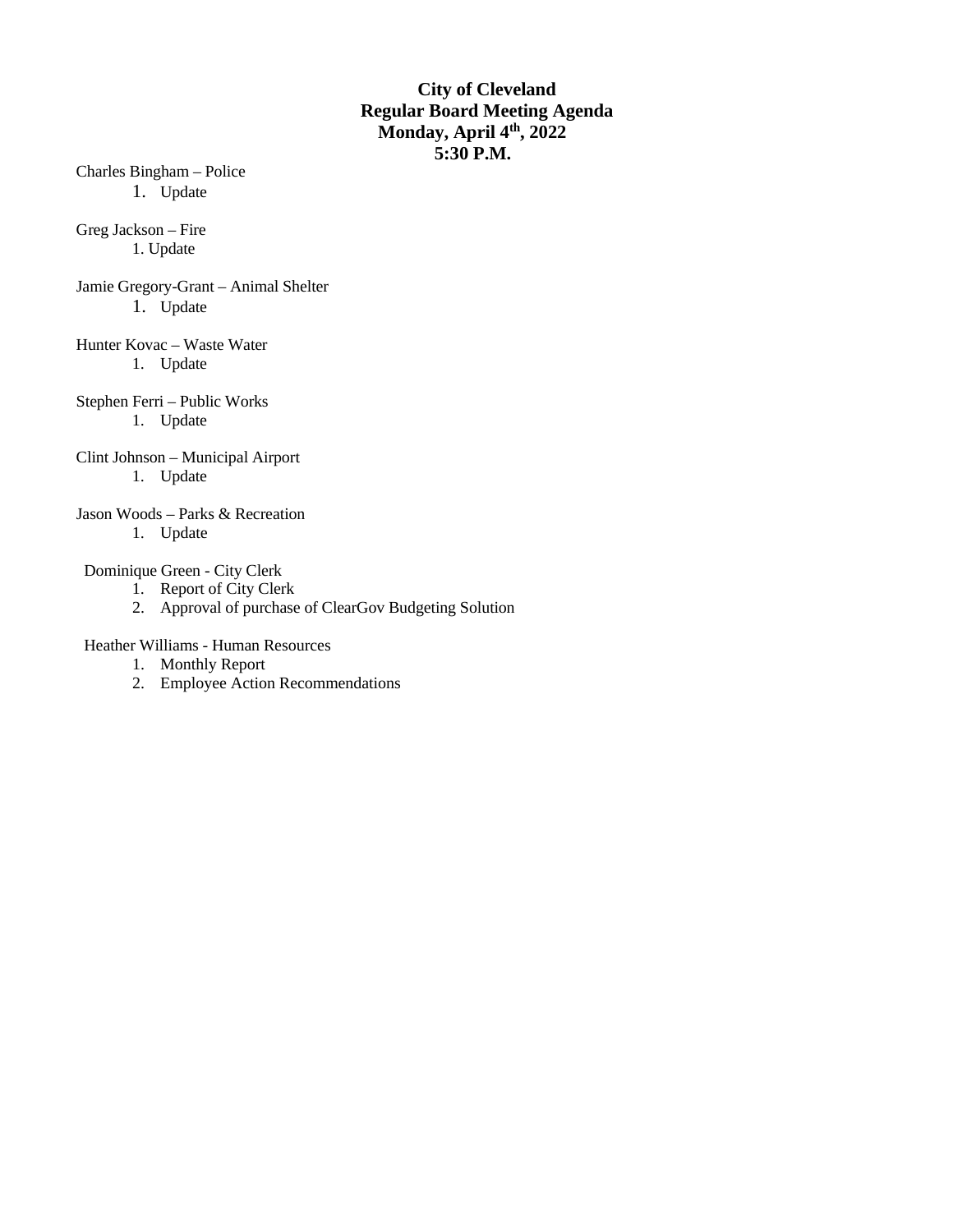**City of Cleveland**
**Regular Board Meeting Agenda**
**Monday, April 4th, 2022**
**5:30 P.M.**

Charles Bingham – Police

1. Update

Greg Jackson – Fire

1. Update

Jamie Gregory-Grant – Animal Shelter

1. Update

Hunter Kovac – Waste Water

1. Update

Stephen Ferri – Public Works

1. Update

Clint Johnson – Municipal Airport

1. Update

Jason Woods – Parks & Recreation

1. Update

Dominique Green - City Clerk

1. Report of City Clerk
2. Approval of purchase of ClearGov Budgeting Solution

Heather Williams - Human Resources

1. Monthly Report
2. Employee Action Recommendations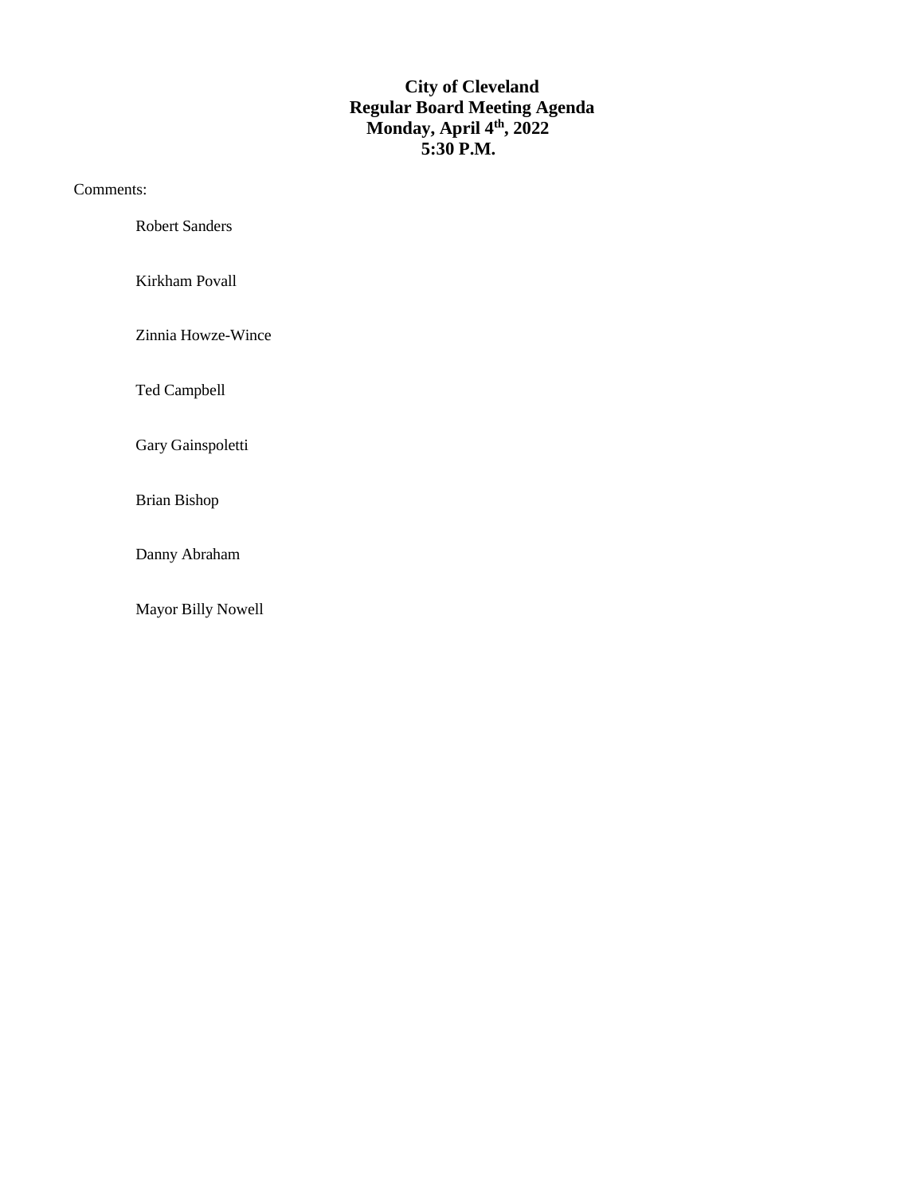**City of Cleveland**
**Regular Board Meeting Agenda**
**Monday, April 4th, 2022**
**5:30 P.M.**

Comments:

Robert Sanders

Kirkham Povall

Zinnia Howze-Wince

Ted Campbell

Gary Gainspoletti

Brian Bishop

Danny Abraham

Mayor Billy Nowell